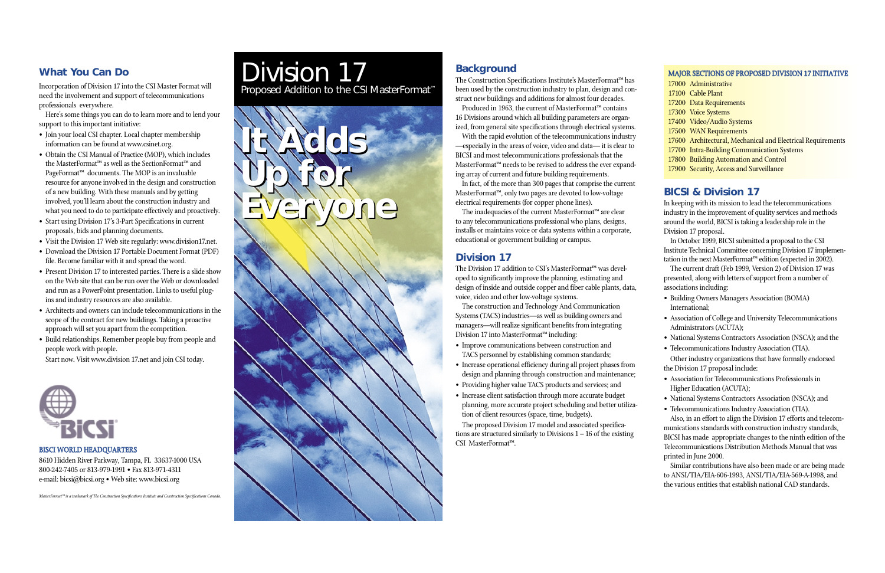# Division 17

Proposed Addition to the CSI MasterFormat™

## It Adds Up for Everyone

## What You Can Do

Incorporation of Division 17 into the CSI Master Format will need the involvement and support of telecommunications professionals everywhere.

Here's some things you can do to learn more and to lend your support to this important initiative:

- Join your local CSI chapter. Local chapter membership information can be found at www.csinet.org.
- Obtain the CSI Manual of Practice (MOP), which includes the MasterFormat™ as well as the SectionFormat™ and PageFormat™ documents. The MOP is an invaluable resource for anyone involved in the design and construction of a new building. With these manuals and by getting involved, you'll learn about the construction industry and what you need to do to participate effectively and proactively.
- Start using Division 17's 3-Part Specifications in current proposals, bids and planning documents.
- Visit the Division 17 Web site regularly: www.division17.net.
- Download the Division 17 Portable Document Format (PDF) file. Become familiar with it and spread the word.
- Present Division 17 to interested parties. There is a slide show on the Web site that can be run over the Web or downloaded and run as a PowerPoint presentation. Links to useful plug-ins and industry resources are also available.
- Architects and owners can include telecommunications in the scope of the contract for new buildings. Taking a proactive approach will set you apart from the competition.
- Build relationships. Remember people buy from people and people work with people.

Start now. Visit www.division 17.net and join CSI today.

BICSI

**BISCI WORLD HEADQUARTERS**

8610 Hidden River Parkway, Tampa, FL 33637-1000 USA
800-242-7405 or 813-979-1991 • Fax 813-971-4311
e-mail: bicsi@bicsi.org • Web site: www.bicsi.org

*MasterFormat™ is a trademark of The Construction Specifications Institute and Construction Specifications Canada.*

## Background

The Construction Specifications Institute's MasterFormat™ has been used by the construction industry to plan, design and construct new buildings and additions for almost four decades.

Produced in 1963, the current of MasterFormat™ contains 16 Divisions around which all building parameters are organized, from general site specifications through electrical systems.

With the rapid evolution of the telecommunications industry —especially in the areas of voice, video and data— it is clear to BICSI and most telecommunications professionals that the MasterFormat™ needs to be revised to address the ever expanding array of current and future building requirements.

In fact, of the more than 300 pages that comprise the current MasterFormat™, only two pages are devoted to low-voltage electrical requirements (for copper phone lines).

The inadequacies of the current MasterFormat™ are clear to any telecommunications professional who plans, designs, installs or maintains voice or data systems within a corporate, educational or government building or campus.

## Division 17

The Division 17 addition to CSI's MasterFormat™ was developed to significantly improve the planning, estimating and design of inside and outside copper and fiber cable plants, data, voice, video and other low-voltage systems.

The construction and Technology And Communication Systems (TACS) industries—as well as building owners and managers—will realize significant benefits from integrating Division 17 into MasterFormat™ including:

- Improve communications between construction and TACS personnel by establishing common standards;
- Increase operational efficiency during all project phases from design and planning through construction and maintenance;
- Providing higher value TACS products and services; and
- Increase client satisfaction through more accurate budget planning, more accurate project scheduling and better utilization of client resources (space, time, budgets).

The proposed Division 17 model and associated specifications are structured similarly to Divisions 1 – 16 of the existing CSI MasterFormat™.

**MAJOR SECTIONS OF PROPOSED DIVISION 17 INITIATIVE**

17000 Administrative
17100 Cable Plant
17200 Data Requirements
17300 Voice Systems
17400 Video/Audio Systems
17500 WAN Requirements
17600 Architectural, Mechanical and Electrical Requirements
17700 Intra-Building Communication Systems
17800 Building Automation and Control
17900 Security, Access and Surveillance

## BICSI & Division 17

In keeping with its mission to lead the telecommunications industry in the improvement of quality services and methods around the world, BICSI is taking a leadership role in the Division 17 proposal.

In October 1999, BICSI submitted a proposal to the CSI Institute Technical Committee concerning Division 17 implementation in the next MasterFormat™ edition (expected in 2002).

The current draft (Feb 1999, Version 2) of Division 17 was presented, along with letters of support from a number of associations including:

- Building Owners Managers Association (BOMA) International;
- Association of College and University Telecommunications Administrators (ACUTA);
- National Systems Contractors Association (NSCA); and the
- Telecommunications Industry Association (TIA).

Other industry organizations that have formally endorsed the Division 17 proposal include:

- Association for Telecommunications Professionals in Higher Education (ACUTA);
- National Systems Contractors Association (NSCA); and
- Telecommunications Industry Association (TIA).

Also, in an effort to align the Division 17 efforts and telecommunications standards with construction industry standards, BICSI has made appropriate changes to the ninth edition of the Telecommunications Distribution Methods Manual that was printed in June 2000.

Similar contributions have also been made or are being made to ANSI/TIA/EIA-606-1993, ANSI/TIA/EIA-569-A-1998, and the various entities that establish national CAD standards.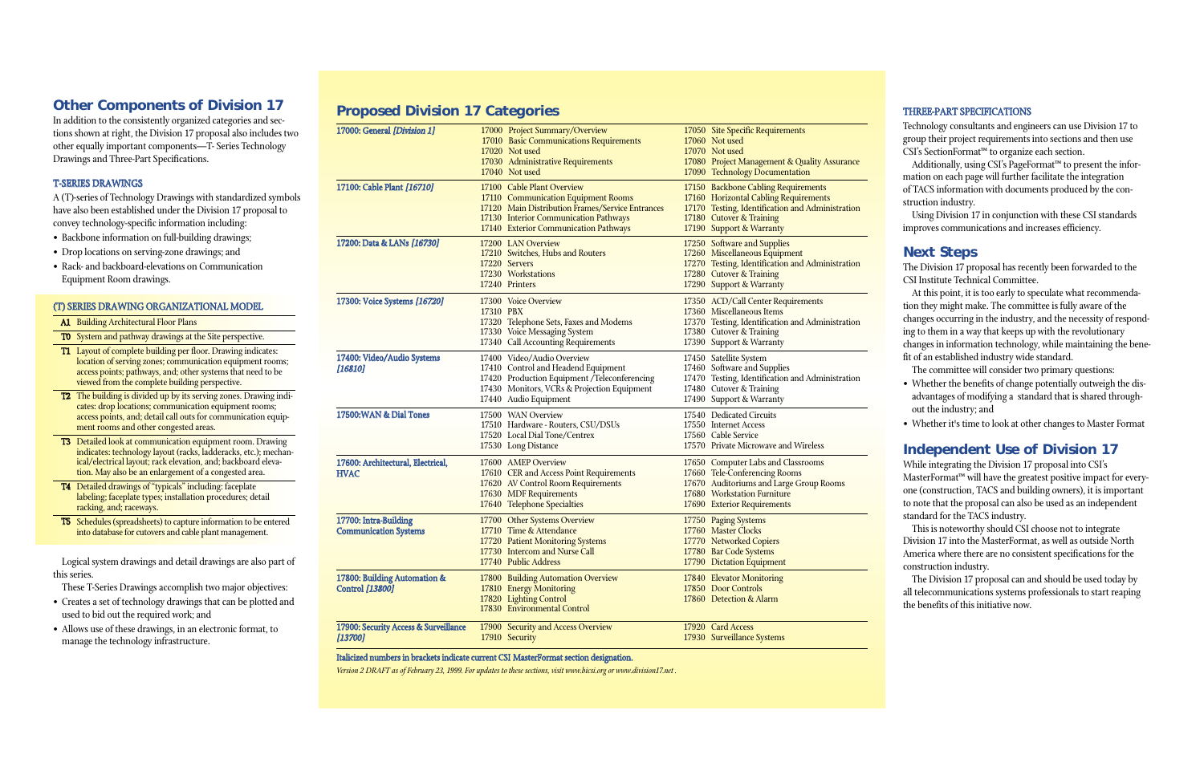## Other Components of Division 17

In addition to the consistently organized categories and sections shown at right, the Division 17 proposal also includes two other equally important components—T- Series Technology Drawings and Three-Part Specifications.

### T-SERIES DRAWINGS

A (T)-series of Technology Drawings with standardized symbols have also been established under the Division 17 proposal to convey technology-specific information including:

- Backbone information on full-building drawings;
- Drop locations on serving-zone drawings; and
- Rack- and backboard-elevations on Communication Equipment Room drawings.

### (T) SERIES DRAWING ORGANIZATIONAL MODEL

| | |
|---|---|
| **A1** | Building Architectural Floor Plans |
| **T0** | System and pathway drawings at the Site perspective. |
| **T1** | Layout of complete building per floor. Drawing indicates: location of serving zones; communication equipment rooms; access points; pathways, and; other systems that need to be viewed from the complete building perspective. |
| **T2** | The building is divided up by its serving zones. Drawing indicates: drop locations; communication equipment rooms; access points, and; detail call outs for communication equipment rooms and other congested areas. |
| **T3** | Detailed look at communication equipment room. Drawing indicates: technology layout (racks, ladderacks, etc.); mechanical/electrical layout; rack elevation, and; backboard elevation. May also be an enlargement of a congested area. |
| **T4** | Detailed drawings of "typicals" including: faceplate labeling; faceplate types; installation procedures; detail racking, and; raceways. |
| **T5** | Schedules (spreadsheets) to capture information to be entered into database for cutovers and cable plant management. |

Logical system drawings and detail drawings are also part of this series.

These T-Series Drawings accomplish two major objectives:

- Creates a set of technology drawings that can be plotted and used to bid out the required work; and
- Allows use of these drawings, in an electronic format, to manage the technology infrastructure.

## Proposed Division 17 Categories

| | | |
|---|---|---|
| **17000: General *[Division 1]*** | 17000 Project Summary/Overview<br>17010 Basic Communications Requirements<br>17020 Not used<br>17030 Administrative Requirements<br>17040 Not used | 17050 Site Specific Requirements<br>17060 Not used<br>17070 Not used<br>17080 Project Management & Quality Assurance<br>17090 Technology Documentation |
| **17100: Cable Plant *[16710]*** | 17100 Cable Plant Overview<br>17110 Communication Equipment Rooms<br>17120 Main Distribution Frames/Service Entrances<br>17130 Interior Communication Pathways<br>17140 Exterior Communication Pathways | 17150 Backbone Cabling Requirements<br>17160 Horizontal Cabling Requirements<br>17170 Testing, Identification and Administration<br>17180 Cutover & Training<br>17190 Support & Warranty |
| **17200: Data & LANs *[16730]*** | 17200 LAN Overview<br>17210 Switches, Hubs and Routers<br>17220 Servers<br>17230 Workstations<br>17240 Printers | 17250 Software and Supplies<br>17260 Miscellaneous Equipment<br>17270 Testing, Identification and Administration<br>17280 Cutover & Training<br>17290 Support & Warranty |
| **17300: Voice Systems *[16720]*** | 17300 Voice Overview<br>17310 PBX<br>17320 Telephone Sets, Faxes and Modems<br>17330 Voice Messaging System<br>17340 Call Accounting Requirements | 17350 ACD/Call Center Requirements<br>17360 Miscellaneous Items<br>17370 Testing, Identification and Administration<br>17380 Cutover & Training<br>17390 Support & Warranty |
| **17400: Video/Audio Systems *[16810]*** | 17400 Video/Audio Overview<br>17410 Control and Headend Equipment<br>17420 Production Equipment /Teleconferencing<br>17430 Monitors, VCRs & Projection Equipment<br>17440 Audio Equipment | 17450 Satellite System<br>17460 Software and Supplies<br>17470 Testing, Identification and Administration<br>17480 Cutover & Training<br>17490 Support & Warranty |
| **17500:WAN & Dial Tones** | 17500 WAN Overview<br>17510 Hardware - Routers, CSU/DSUs<br>17520 Local Dial Tone/Centrex<br>17530 Long Distance | 17540 Dedicated Circuits<br>17550 Internet Access<br>17560 Cable Service<br>17570 Private Microwave and Wireless |
| **17600: Architectural, Electrical, HVAC** | 17600 AMEP Overview<br>17610 CER and Access Point Requirements<br>17620 AV Control Room Requirements<br>17630 MDF Requirements<br>17640 Telephone Specialties | 17650 Computer Labs and Classrooms<br>17660 Tele-Conferencing Rooms<br>17670 Auditoriums and Large Group Rooms<br>17680 Workstation Furniture<br>17690 Exterior Requirements |
| **17700: Intra-Building Communication Systems** | 17700 Other Systems Overview<br>17710 Time & Attendance<br>17720 Patient Monitoring Systems<br>17730 Intercom and Nurse Call<br>17740 Public Address | 17750 Paging Systems<br>17760 Master Clocks<br>17770 Networked Copiers<br>17780 Bar Code Systems<br>17790 Dictation Equipment |
| **17800: Building Automation & Control *[13800]*** | 17800 Building Automation Overview<br>17810 Energy Monitoring<br>17820 Lighting Control<br>17830 Environmental Control | 17840 Elevator Monitoring<br>17850 Door Controls<br>17860 Detection & Alarm |
| **17900: Security Access & Surveillance *[13700]*** | 17900 Security and Access Overview<br>17910 Security | 17920 Card Access<br>17930 Surveillance Systems |

**Italicized numbers in brackets indicate current CSI MasterFormat section designation.**

*Version 2 DRAFT as of February 23, 1999. For updates to these sections, visit www.bicsi.org or www.division17.net .*

### THREE-PART SPECIFICATIONS

Technology consultants and engineers can use Division 17 to group their project requirements into sections and then use CSI's SectionFormat™ to organize each section.

Additionally, using CSI's PageFormat™ to present the information on each page will further facilitate the integration of TACS information with documents produced by the construction industry.

Using Division 17 in conjunction with these CSI standards improves communications and increases efficiency.

## Next Steps

The Division 17 proposal has recently been forwarded to the CSI Institute Technical Committee.

At this point, it is too early to speculate what recommendation they might make. The committee is fully aware of the changes occurring in the industry, and the necessity of responding to them in a way that keeps up with the revolutionary changes in information technology, while maintaining the benefit of an established industry wide standard.

The committee will consider two primary questions:

- Whether the benefits of change potentially outweigh the disadvantages of modifying a standard that is shared throughout the industry; and
- Whether it's time to look at other changes to Master Format

## Independent Use of Division 17

While integrating the Division 17 proposal into CSI's MasterFormat™ will have the greatest positive impact for everyone (construction, TACS and building owners), it is important to note that the proposal can also be used as an independent standard for the TACS industry.

This is noteworthy should CSI choose not to integrate Division 17 into the MasterFormat, as well as outside North America where there are no consistent specifications for the construction industry.

The Division 17 proposal can and should be used today by all telecommunications systems professionals to start reaping the benefits of this initiative now.